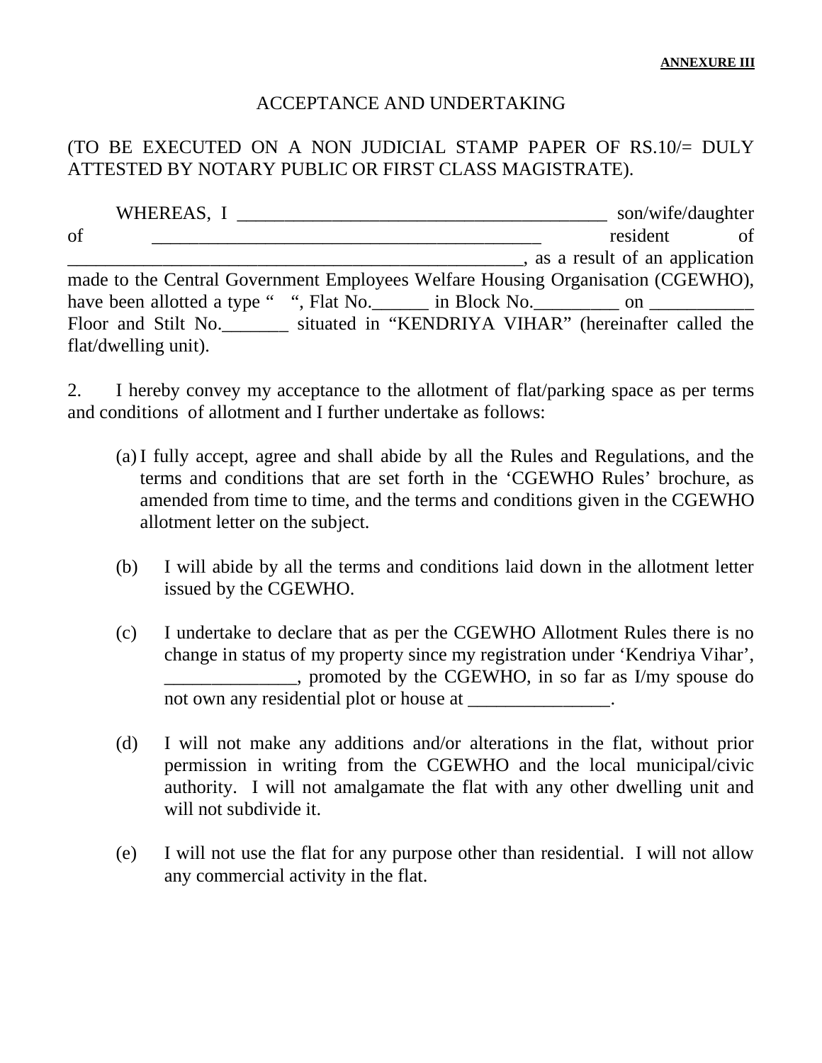**ANNEXURE III**

ACCEPTANCE AND UNDERTAKING

(TO BE EXECUTED ON A NON JUDICIAL STAMP PAPER OF RS.10/= DULY ATTESTED BY NOTARY PUBLIC OR FIRST CLASS MAGISTRATE).

WHEREAS, I ________________________________________ son/wife/daughter of ____________________________________ resident of __________________________________________________, as a result of an application made to the Central Government Employees Welfare Housing Organisation (CGEWHO), have been allotted a type " ", Flat No.______ in Block No._________ on ___________ Floor and Stilt No._______ situated in "KENDRIYA VIHAR" (hereinafter called the flat/dwelling unit).

2. I hereby convey my acceptance to the allotment of flat/parking space as per terms and conditions of allotment and I further undertake as follows:

(a) I fully accept, agree and shall abide by all the Rules and Regulations, and the terms and conditions that are set forth in the 'CGEWHO Rules' brochure, as amended from time to time, and the terms and conditions given in the CGEWHO allotment letter on the subject.

(b) I will abide by all the terms and conditions laid down in the allotment letter issued by the CGEWHO.

(c) I undertake to declare that as per the CGEWHO Allotment Rules there is no change in status of my property since my registration under 'Kendriya Vihar', ______________, promoted by the CGEWHO, in so far as I/my spouse do not own any residential plot or house at _______________.

(d) I will not make any additions and/or alterations in the flat, without prior permission in writing from the CGEWHO and the local municipal/civic authority. I will not amalgamate the flat with any other dwelling unit and will not subdivide it.

(e) I will not use the flat for any purpose other than residential. I will not allow any commercial activity in the flat.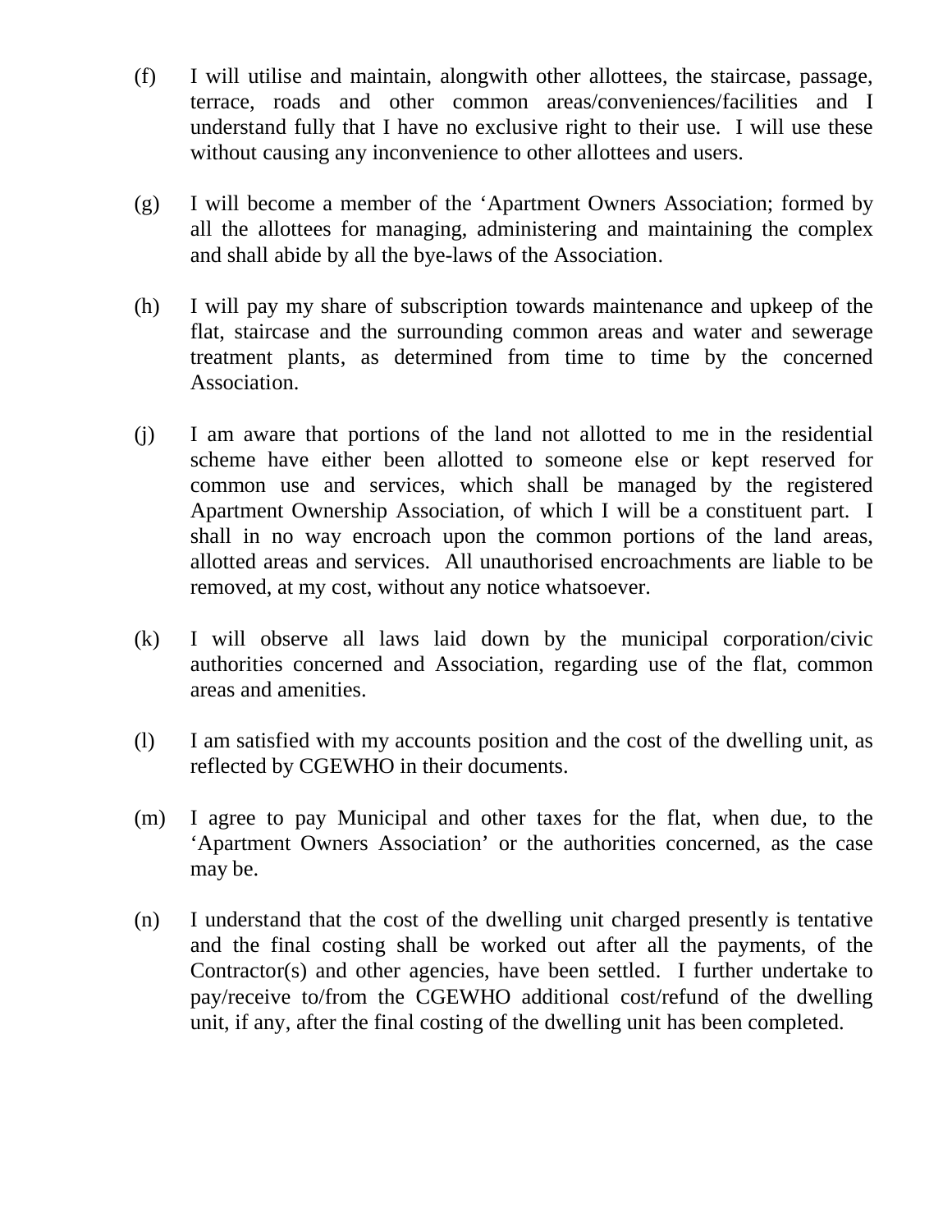(f) I will utilise and maintain, alongwith other allottees, the staircase, passage, terrace, roads and other common areas/conveniences/facilities and I understand fully that I have no exclusive right to their use. I will use these without causing any inconvenience to other allottees and users.

(g) I will become a member of the 'Apartment Owners Association; formed by all the allottees for managing, administering and maintaining the complex and shall abide by all the bye-laws of the Association.

(h) I will pay my share of subscription towards maintenance and upkeep of the flat, staircase and the surrounding common areas and water and sewerage treatment plants, as determined from time to time by the concerned Association.

(j) I am aware that portions of the land not allotted to me in the residential scheme have either been allotted to someone else or kept reserved for common use and services, which shall be managed by the registered Apartment Ownership Association, of which I will be a constituent part. I shall in no way encroach upon the common portions of the land areas, allotted areas and services. All unauthorised encroachments are liable to be removed, at my cost, without any notice whatsoever.

(k) I will observe all laws laid down by the municipal corporation/civic authorities concerned and Association, regarding use of the flat, common areas and amenities.

(l) I am satisfied with my accounts position and the cost of the dwelling unit, as reflected by CGEWHO in their documents.

(m) I agree to pay Municipal and other taxes for the flat, when due, to the 'Apartment Owners Association' or the authorities concerned, as the case may be.

(n) I understand that the cost of the dwelling unit charged presently is tentative and the final costing shall be worked out after all the payments, of the Contractor(s) and other agencies, have been settled. I further undertake to pay/receive to/from the CGEWHO additional cost/refund of the dwelling unit, if any, after the final costing of the dwelling unit has been completed.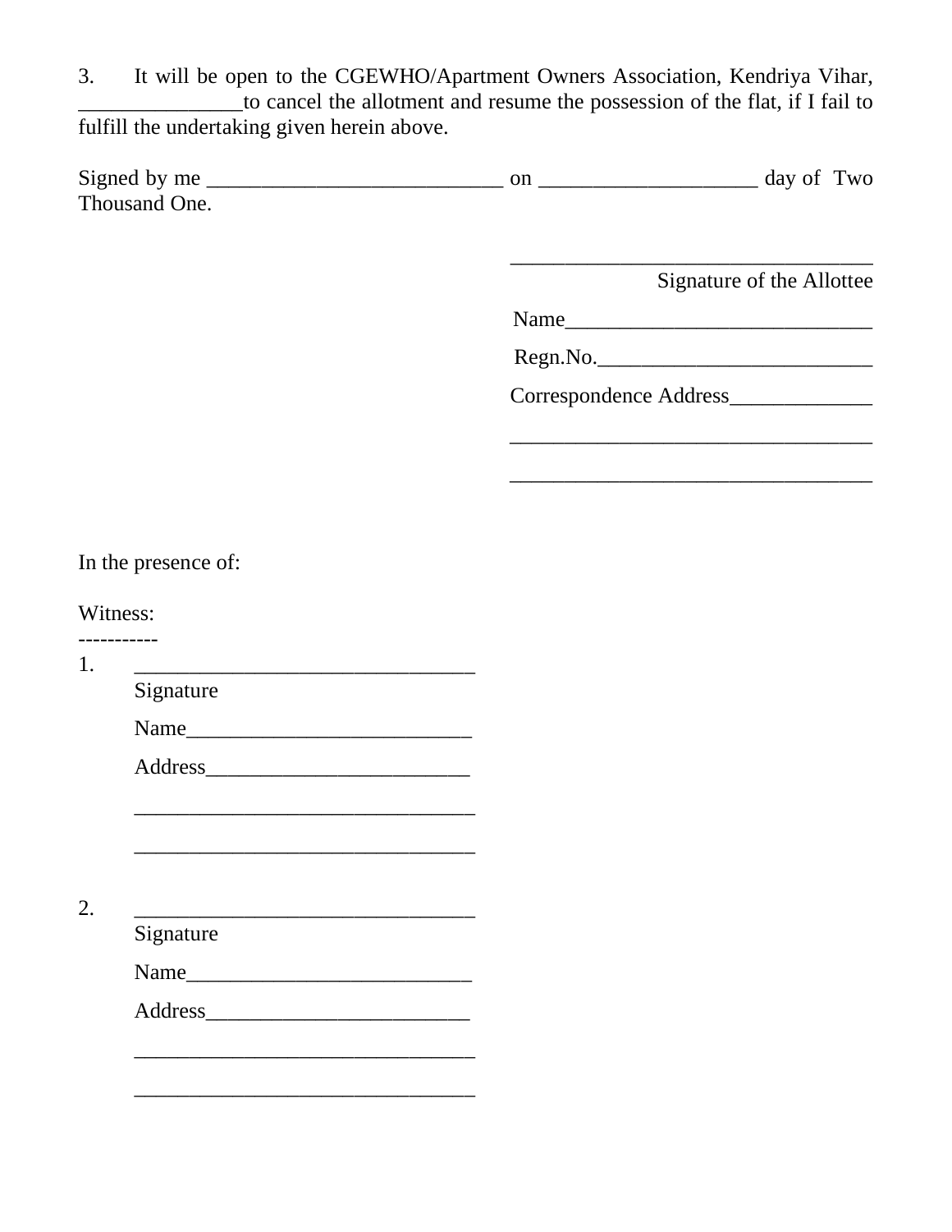3. It will be open to the CGEWHO/Apartment Owners Association, Kendriya Vihar, _______________to cancel the allotment and resume the possession of the flat, if I fail to fulfill the undertaking given herein above.

Signed by me ___________________________ on ___________________ day of Two Thousand One.

_________________________________
Signature of the Allottee

Name____________________________

Regn.No._________________________

Correspondence Address_____________

_________________________________

_________________________________

In the presence of:

Witness:
-----------

1. _______________________________
   Signature

   Name__________________________

   Address________________________

   _______________________________

   _______________________________

2. _______________________________
   Signature

   Name__________________________

   Address________________________

   _______________________________

   _______________________________